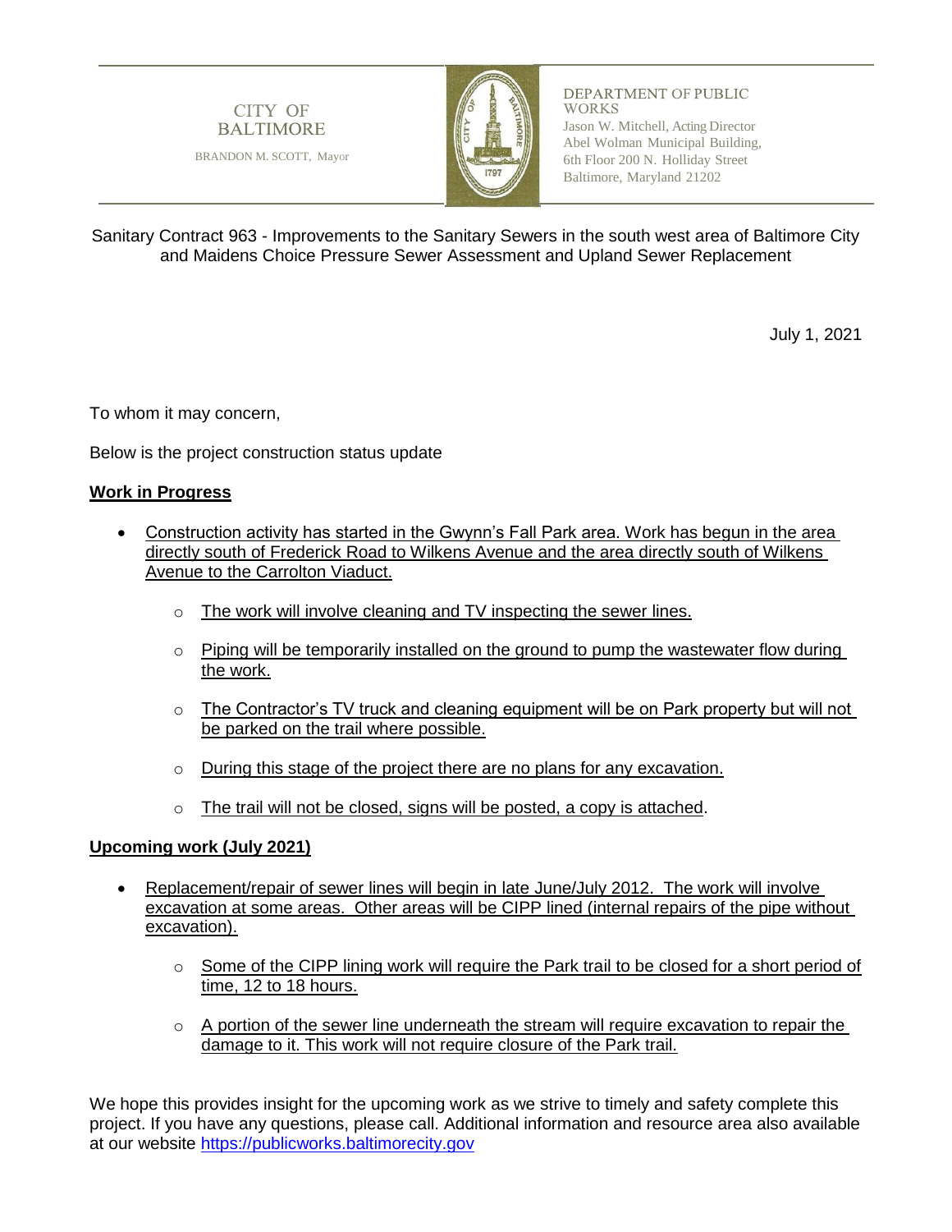CITY OF BALTIMORE

BRANDON M. SCOTT, Mayor

DEPARTMENT OF PUBLIC WORKS
Jason W. Mitchell, Acting Director
Abel Wolman Municipal Building,
6th Floor 200 N. Holliday Street
Baltimore, Maryland 21202

Sanitary Contract 963 - Improvements to the Sanitary Sewers in the south west area of Baltimore City and Maidens Choice Pressure Sewer Assessment and Upland Sewer Replacement

July 1, 2021

To whom it may concern,

Below is the project construction status update

**Work in Progress**

- Construction activity has started in the Gwynn's Fall Park area. Work has begun in the area directly south of Frederick Road to Wilkens Avenue and the area directly south of Wilkens Avenue to the Carrolton Viaduct.
  - The work will involve cleaning and TV inspecting the sewer lines.
  - Piping will be temporarily installed on the ground to pump the wastewater flow during the work.
  - The Contractor's TV truck and cleaning equipment will be on Park property but will not be parked on the trail where possible.
  - During this stage of the project there are no plans for any excavation.
  - The trail will not be closed, signs will be posted, a copy is attached.

**Upcoming work (July 2021)**

- Replacement/repair of sewer lines will begin in late June/July 2012. The work will involve excavation at some areas. Other areas will be CIPP lined (internal repairs of the pipe without excavation).
  - Some of the CIPP lining work will require the Park trail to be closed for a short period of time, 12 to 18 hours.
  - A portion of the sewer line underneath the stream will require excavation to repair the damage to it. This work will not require closure of the Park trail.

We hope this provides insight for the upcoming work as we strive to timely and safety complete this project. If you have any questions, please call. Additional information and resource area also available at our website https://publicworks.baltimorecity.gov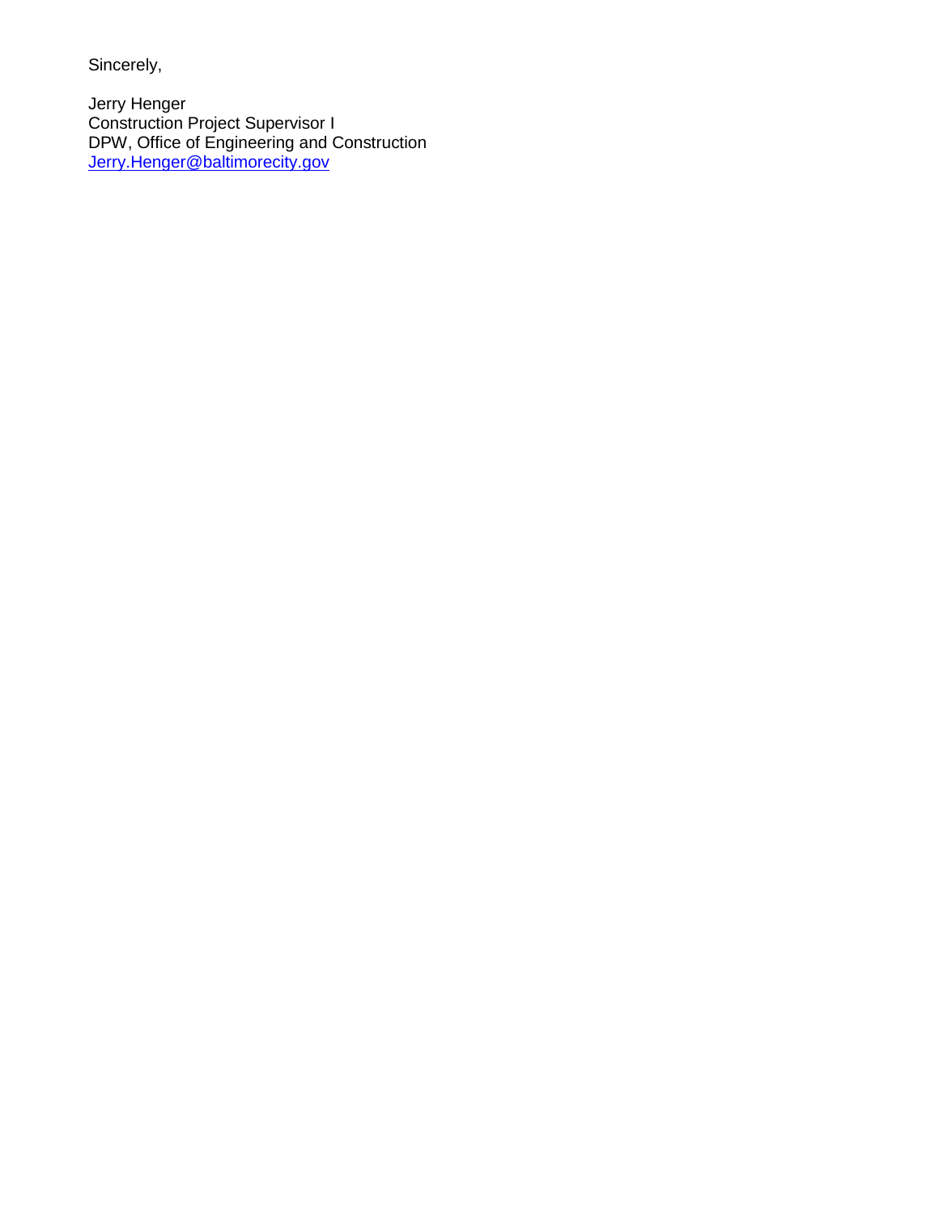Sincerely,

Jerry Henger
Construction Project Supervisor I
DPW, Office of Engineering and Construction
[Jerry.Henger@baltimorecity.gov](mailto:Jerry.Henger@baltimorecity.gov)